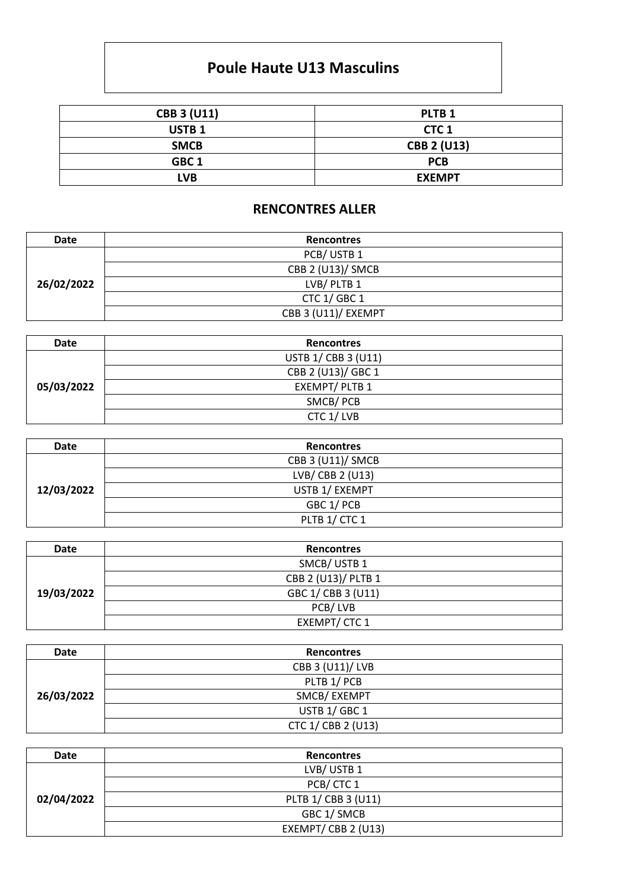# Poule Haute U13 Masculins

| CBB 3 (U11) | PLTB 1 |
|---|---|
| USTB 1 | CTC 1 |
| SMCB | CBB 2 (U13) |
| GBC 1 | PCB |
| LVB | EXEMPT |

## RENCONTRES ALLER

| Date | Rencontres |
|---|---|
| 26/02/2022 | PCB/ USTB 1 |
| | CBB 2 (U13)/ SMCB |
| | LVB/ PLTB 1 |
| | CTC 1/ GBC 1 |
| | CBB 3 (U11)/ EXEMPT |

| Date | Rencontres |
|---|---|
| 05/03/2022 | USTB 1/ CBB 3 (U11) |
| | CBB 2 (U13)/ GBC 1 |
| | EXEMPT/ PLTB 1 |
| | SMCB/ PCB |
| | CTC 1/ LVB |

| Date | Rencontres |
|---|---|
| 12/03/2022 | CBB 3 (U11)/ SMCB |
| | LVB/ CBB 2 (U13) |
| | USTB 1/ EXEMPT |
| | GBC 1/ PCB |
| | PLTB 1/ CTC 1 |

| Date | Rencontres |
|---|---|
| 19/03/2022 | SMCB/ USTB 1 |
| | CBB 2 (U13)/ PLTB 1 |
| | GBC 1/ CBB 3 (U11) |
| | PCB/ LVB |
| | EXEMPT/ CTC 1 |

| Date | Rencontres |
|---|---|
| 26/03/2022 | CBB 3 (U11)/ LVB |
| | PLTB 1/ PCB |
| | SMCB/ EXEMPT |
| | USTB 1/ GBC 1 |
| | CTC 1/ CBB 2 (U13) |

| Date | Rencontres |
|---|---|
| 02/04/2022 | LVB/ USTB 1 |
| | PCB/ CTC 1 |
| | PLTB 1/ CBB 3 (U11) |
| | GBC 1/ SMCB |
| | EXEMPT/ CBB 2 (U13) |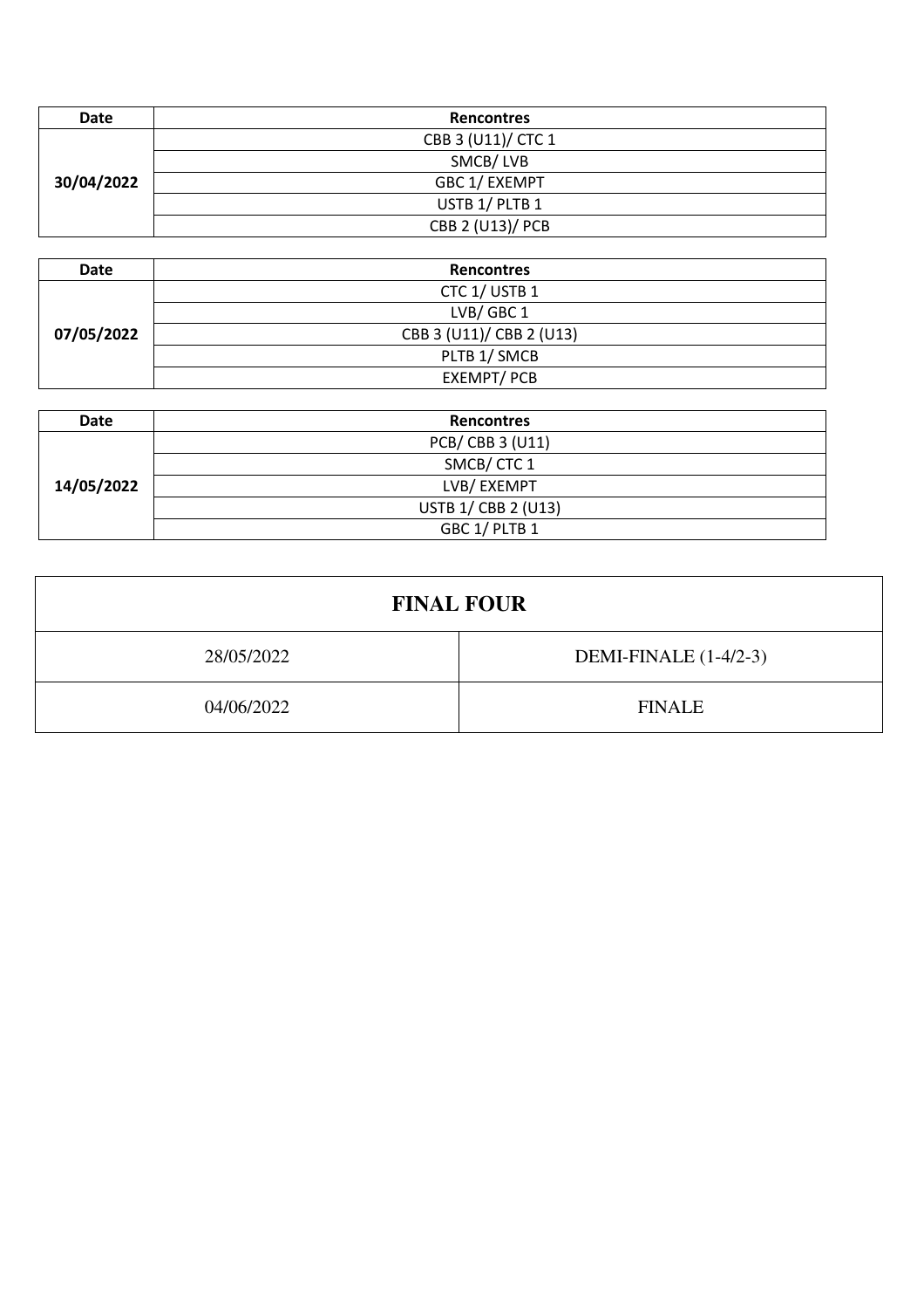| Date | Rencontres |
|---|---|
| 30/04/2022 | CBB 3 (U11)/ CTC 1 |
| | SMCB/ LVB |
| | GBC 1/ EXEMPT |
| | USTB 1/ PLTB 1 |
| | CBB 2 (U13)/ PCB |

| Date | Rencontres |
|---|---|
| 07/05/2022 | CTC 1/ USTB 1 |
| | LVB/ GBC 1 |
| | CBB 3 (U11)/ CBB 2 (U13) |
| | PLTB 1/ SMCB |
| | EXEMPT/ PCB |

| Date | Rencontres |
|---|---|
| 14/05/2022 | PCB/ CBB 3 (U11) |
| | SMCB/ CTC 1 |
| | LVB/ EXEMPT |
| | USTB 1/ CBB 2 (U13) |
| | GBC 1/ PLTB 1 |

| FINAL FOUR | |
|---|---|
| 28/05/2022 | DEMI-FINALE (1-4/2-3) |
| 04/06/2022 | FINALE |